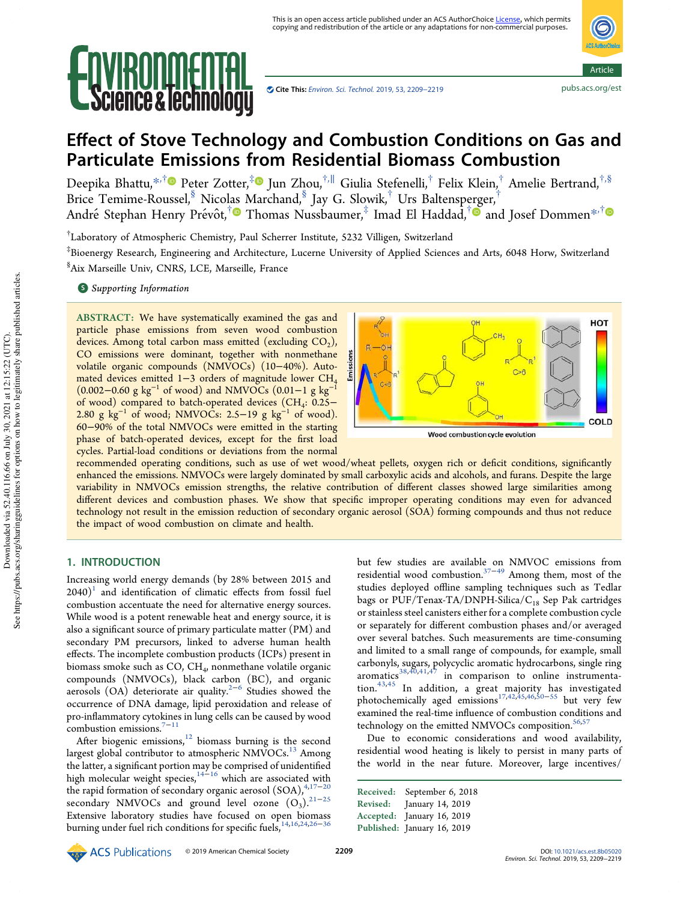# Effect of Stove Technology and Combustion Conditions on Gas and Particulate Emissions from Residential Biomass Combustion

Deepika Bhattu,[*,†] Peter Zotter,[‡] Jun Zhou,[†,∥] Giulia Stefenelli,[†] Felix Klein,[†] Amelie Bertrand,[†,§] Brice Temime-Roussel,[§] Nicolas Marchand,[§] Jay G. Slowik,[†] Urs Baltensperger,[†] André Stephan Henry Prévôt,[†] Thomas Nussbaumer,[‡] Imad El Haddad,[†] and Josef Dommen[*,†]

[†]Laboratory of Atmospheric Chemistry, Paul Scherrer Institute, 5232 Villigen, Switzerland

[‡]Bioenergy Research, Engineering and Architecture, Lucerne University of Applied Sciences and Arts, 6048 Horw, Switzerland

[§]Aix Marseille Univ, CNRS, LCE, Marseille, France

Supporting Information

**ABSTRACT:** We have systematically examined the gas and particle phase emissions from seven wood combustion devices. Among total carbon mass emitted (excluding $CO_2$), CO emissions were dominant, together with nonmethane volatile organic compounds (NMVOCs) (10–40%). Automated devices emitted 1–3 orders of magnitude lower $CH_4$ (0.002–0.60 g $kg^{-1}$ of wood) and NMVOCs (0.01–1 g $kg^{-1}$ of wood) compared to batch-operated devices ($CH_4$: 0.25–2.80 g $kg^{-1}$ of wood; NMVOCs: 2.5–19 g $kg^{-1}$ of wood). 60–90% of the total NMVOCs were emitted in the starting phase of batch-operated devices, except for the first load cycles. Partial-load conditions or deviations from the normal recommended operating conditions, such as use of wet wood/wheat pellets, oxygen rich or deficit conditions, significantly enhanced the emissions. NMVOCs were largely dominated by small carboxylic acids and alcohols, and furans. Despite the large variability in NMVOCs emission strengths, the relative contribution of different classes showed large similarities among different devices and combustion phases. We show that specific improper operating conditions may even for advanced technology not result in the emission reduction of secondary organic aerosol (SOA) forming compounds and thus not reduce the impact of wood combustion on climate and health.

HOT

COLD

Emissions

Wood combustion cycle evolution

## 1. INTRODUCTION

Increasing world energy demands (by 28% between 2015 and 2040)[1] and identification of climatic effects from fossil fuel combustion accentuate the need for alternative energy sources. While wood is a potent renewable heat and energy source, it is also a significant source of primary particulate matter (PM) and secondary PM precursors, linked to adverse human health effects. The incomplete combustion products (ICPs) present in biomass smoke such as CO, $CH_4$, nonmethane volatile organic compounds (NMVOCs), black carbon (BC), and organic aerosols (OA) deteriorate air quality.[2−6] Studies showed the occurrence of DNA damage, lipid peroxidation and release of pro-inflammatory cytokines in lung cells can be caused by wood combustion emissions.[7−11]

After biogenic emissions,[12] biomass burning is the second largest global contributor to atmospheric NMVOCs.[13] Among the latter, a significant portion may be comprised of unidentified high molecular weight species,[14−16] which are associated with the rapid formation of secondary organic aerosol (SOA),[4,17−20] secondary NMVOCs and ground level ozone ($O_3$).[21−25] Extensive laboratory studies have focused on open biomass burning under fuel rich conditions for specific fuels,[14,16,24,26−36] but few studies are available on NMVOC emissions from residential wood combustion.[37−49] Among them, most of the studies deployed offline sampling techniques such as Tedlar bags or PUF/Tenax-TA/DNPH-Silica/$C_{18}$ Sep Pak cartridges or stainless steel canisters either for a complete combustion cycle or separately for different combustion phases and/or averaged over several batches. Such measurements are time-consuming and limited to a small range of compounds, for example, small carbonyls, sugars, polycyclic aromatic hydrocarbons, single ring aromatics[38,40,41,47] in comparison to online instrumentation.[43,45] In addition, a great majority has investigated photochemically aged emissions[17,42,45,46,50−55] but very few examined the real-time influence of combustion conditions and technology on the emitted NMVOCs composition.[56,57]

Due to economic considerations and wood availability, residential wood heating is likely to persist in many parts of the world in the near future. Moreover, large incentives/

Received: September 6, 2018
Revised: January 14, 2019
Accepted: January 16, 2019
Published: January 16, 2019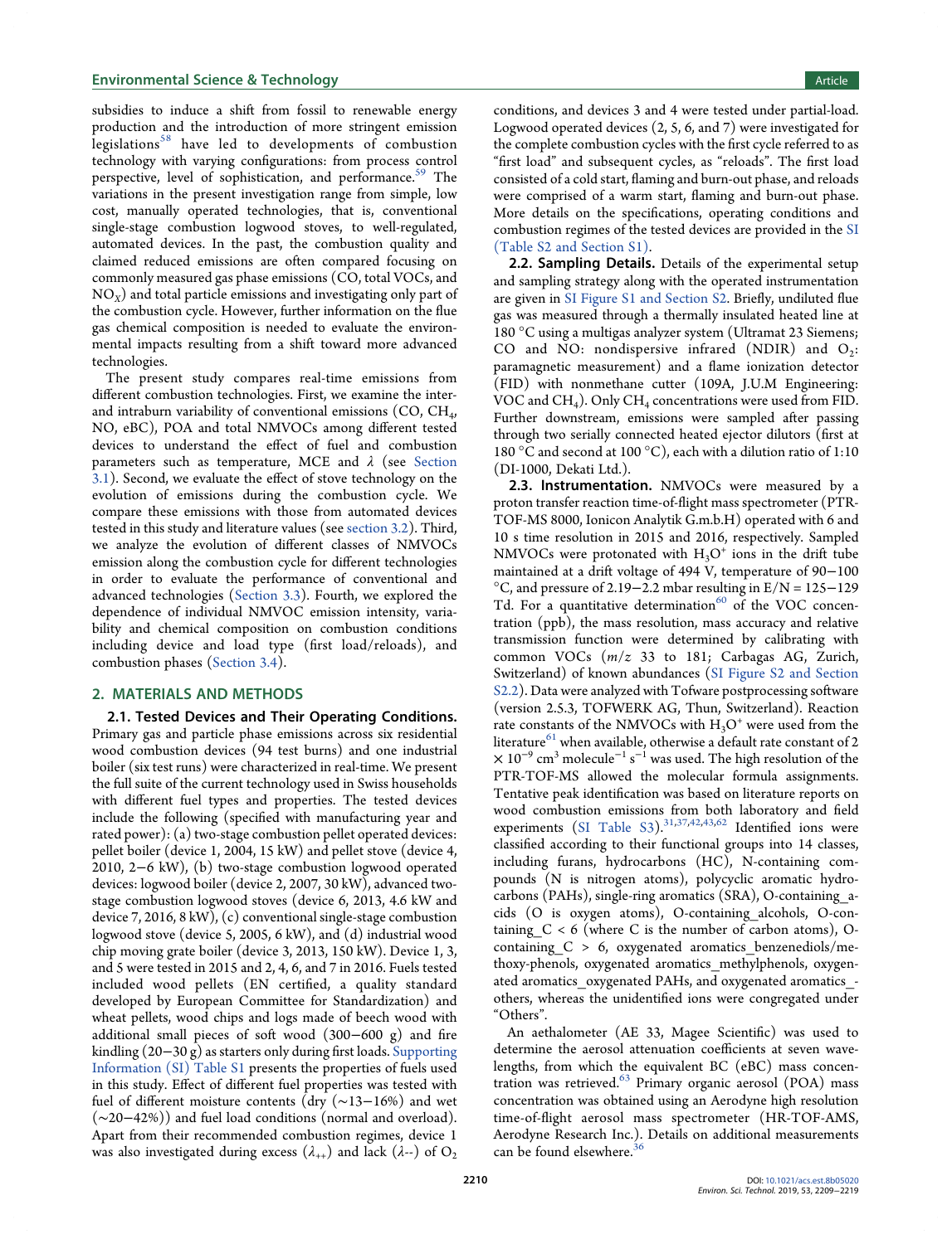subsidies to induce a shift from fossil to renewable energy production and the introduction of more stringent emission legislations[58] have led to developments of combustion technology with varying configurations: from process control perspective, level of sophistication, and performance.[59] The variations in the present investigation range from simple, low cost, manually operated technologies, that is, conventional single-stage combustion logwood stoves, to well-regulated, automated devices. In the past, the combustion quality and claimed reduced emissions are often compared focusing on commonly measured gas phase emissions (CO, total VOCs, and $NO_X$) and total particle emissions and investigating only part of the combustion cycle. However, further information on the flue gas chemical composition is needed to evaluate the environmental impacts resulting from a shift toward more advanced technologies.

The present study compares real-time emissions from different combustion technologies. First, we examine the inter- and intraburn variability of conventional emissions (CO, $CH_4$, NO, eBC), POA and total NMVOCs among different tested devices to understand the effect of fuel and combustion parameters such as temperature, MCE and $\lambda$ (see Section 3.1). Second, we evaluate the effect of stove technology on the evolution of emissions during the combustion cycle. We compare these emissions with those from automated devices tested in this study and literature values (see section 3.2). Third, we analyze the evolution of different classes of NMVOCs emission along the combustion cycle for different technologies in order to evaluate the performance of conventional and advanced technologies (Section 3.3). Fourth, we explored the dependence of individual NMVOC emission intensity, variability and chemical composition on combustion conditions including device and load type (first load/reloads), and combustion phases (Section 3.4).

## 2. MATERIALS AND METHODS

**2.1. Tested Devices and Their Operating Conditions.** Primary gas and particle phase emissions across six residential wood combustion devices (94 test burns) and one industrial boiler (six test runs) were characterized in real-time. We present the full suite of the current technology used in Swiss households with different fuel types and properties. The tested devices include the following (specified with manufacturing year and rated power): (a) two-stage combustion pellet operated devices: pellet boiler (device 1, 2004, 15 kW) and pellet stove (device 4, 2010, 2−6 kW), (b) two-stage combustion logwood operated devices: logwood boiler (device 2, 2007, 30 kW), advanced two-stage combustion logwood stoves (device 6, 2013, 4.6 kW and device 7, 2016, 8 kW), (c) conventional single-stage combustion logwood stove (device 5, 2005, 6 kW), and (d) industrial wood chip moving grate boiler (device 3, 2013, 150 kW). Device 1, 3, and 5 were tested in 2015 and 2, 4, 6, and 7 in 2016. Fuels tested included wood pellets (EN certified, a quality standard developed by European Committee for Standardization) and wheat pellets, wood chips and logs made of beech wood with additional small pieces of soft wood (300−600 g) and fire kindling (20−30 g) as starters only during first loads. Supporting Information (SI) Table S1 presents the properties of fuels used in this study. Effect of different fuel properties was tested with fuel of different moisture contents (dry (∼13−16%) and wet (∼20−42%)) and fuel load conditions (normal and overload). Apart from their recommended combustion regimes, device 1 was also investigated during excess ($\lambda_{++}$) and lack ($\lambda_{--}$) of $O_2$ conditions, and devices 3 and 4 were tested under partial-load. Logwood operated devices (2, 5, 6, and 7) were investigated for the complete combustion cycles with the first cycle referred to as "first load" and subsequent cycles, as "reloads". The first load consisted of a cold start, flaming and burn-out phase, and reloads were comprised of a warm start, flaming and burn-out phase. More details on the specifications, operating conditions and combustion regimes of the tested devices are provided in the SI (Table S2 and Section S1).

**2.2. Sampling Details.** Details of the experimental setup and sampling strategy along with the operated instrumentation are given in SI Figure S1 and Section S2. Briefly, undiluted flue gas was measured through a thermally insulated heated line at 180 °C using a multigas analyzer system (Ultramat 23 Siemens; CO and NO: nondispersive infrared (NDIR) and $O_2$: paramagnetic measurement) and a flame ionization detector (FID) with nonmethane cutter (109A, J.U.M Engineering: VOC and $CH_4$). Only $CH_4$ concentrations were used from FID. Further downstream, emissions were sampled after passing through two serially connected heated ejector dilutors (first at 180 °C and second at 100 °C), each with a dilution ratio of 1:10 (DI-1000, Dekati Ltd.).

**2.3. Instrumentation.** NMVOCs were measured by a proton transfer reaction time-of-flight mass spectrometer (PTR-TOF-MS 8000, Ionicon Analytik G.m.b.H) operated with 6 and 10 s time resolution in 2015 and 2016, respectively. Sampled NMVOCs were protonated with $H_3O^+$ ions in the drift tube maintained at a drift voltage of 494 V, temperature of 90−100 °C, and pressure of 2.19−2.2 mbar resulting in E/N = 125−129 Td. For a quantitative determination[60] of the VOC concentration (ppb), the mass resolution, mass accuracy and relative transmission function were determined by calibrating with common VOCs ($m/z$ 33 to 181; Carbagas AG, Zurich, Switzerland) of known abundances (SI Figure S2 and Section S2.2). Data were analyzed with Tofware postprocessing software (version 2.5.3, TOFWERK AG, Thun, Switzerland). Reaction rate constants of the NMVOCs with $H_3O^+$ were used from the literature[61] when available, otherwise a default rate constant of $2 \times 10^{-9}$ cm$^3$ molecule$^{-1}$ s$^{-1}$ was used. The high resolution of the PTR-TOF-MS allowed the molecular formula assignments. Tentative peak identification was based on literature reports on wood combustion emissions from both laboratory and field experiments (SI Table S3).[31,37,42,43,62] Identified ions were classified according to their functional groups into 14 classes, including furans, hydrocarbons (HC), N-containing compounds (N is nitrogen atoms), polycyclic aromatic hydrocarbons (PAHs), single-ring aromatics (SRA), O-containing_acids (O is oxygen atoms), O-containing_alcohols, O-containing_C < 6 (where C is the number of carbon atoms), O-containing_C > 6, oxygenated aromatics_benzenediols/methoxy-phenols, oxygenated aromatics_methylphenols, oxygenated aromatics_oxygenated PAHs, and oxygenated aromatics_others, whereas the unidentified ions were congregated under "Others".

An aethalometer (AE 33, Magee Scientific) was used to determine the aerosol attenuation coefficients at seven wavelengths, from which the equivalent BC (eBC) mass concentration was retrieved.[63] Primary organic aerosol (POA) mass concentration was obtained using an Aerodyne high resolution time-of-flight aerosol mass spectrometer (HR-TOF-AMS, Aerodyne Research Inc.). Details on additional measurements can be found elsewhere.[36]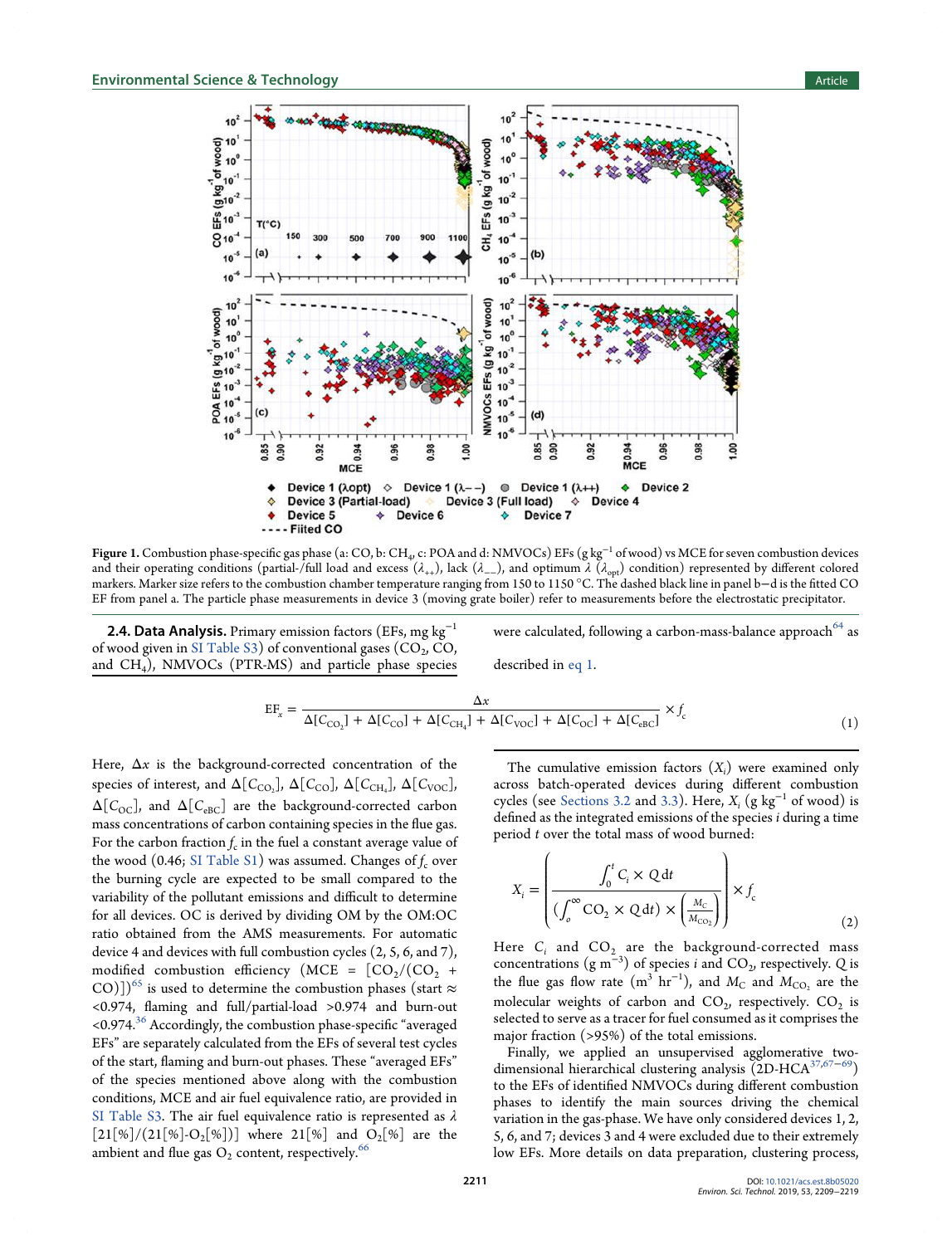(a)

T(°C)

150 300 500 700 900 1100

CO EFs (g kg$^{-1}$ of wood)

(b)

$CH_4$ EFs (g kg$^{-1}$ of wood)

(c)

POA EFs (g kg$^{-1}$ of wood)

(d)

NMVOCs EFs (g kg$^{-1}$ of wood)

MCE

Device 1 (λopt) Device 1 (λ− −) Device 1 (λ++) Device 2

Device 3 (Partial-load) Device 3 (Full load) Device 4

Device 5 Device 6 Device 7

Fitted CO

**Figure 1.** Combustion phase-specific gas phase (a: CO, b: $CH_4$, c: POA and d: NMVOCs) EFs (g kg$^{-1}$ of wood) vs MCE for seven combustion devices and their operating conditions (partial-/full load and excess ($\lambda_{++}$), lack ($\lambda_{--}$), and optimum $\lambda$ ($\lambda_{opt}$) condition) represented by different colored markers. Marker size refers to the combustion chamber temperature ranging from 150 to 1150 °C. The dashed black line in panel b−d is the fitted CO EF from panel a. The particle phase measurements in device 3 (moving grate boiler) refer to measurements before the electrostatic precipitator.

**2.4. Data Analysis.** Primary emission factors (EFs, mg kg$^{-1}$ of wood given in SI Table S3) of conventional gases ($CO_2$, CO, and $CH_4$), NMVOCs (PTR-MS) and particle phase species were calculated, following a carbon-mass-balance approach[64] as described in eq 1.

$$EF_x = \frac{\Delta x}{\Delta[C_{CO_2}] + \Delta[C_{CO}] + \Delta[C_{CH_4}] + \Delta[C_{VOC}] + \Delta[C_{OC}] + \Delta[C_{eBC}]} \times f_c \tag{1}$$

Here, $\Delta x$ is the background-corrected concentration of the species of interest, and $\Delta[C_{CO_2}]$, $\Delta[C_{CO}]$, $\Delta[C_{CH_4}]$, $\Delta[C_{VOC}]$, $\Delta[C_{OC}]$, and $\Delta[C_{eBC}]$ are the background-corrected carbon mass concentrations of carbon containing species in the flue gas. For the carbon fraction $f_c$ in the fuel a constant average value of the wood (0.46; SI Table S1) was assumed. Changes of $f_c$ over the burning cycle are expected to be small compared to the variability of the pollutant emissions and difficult to determine for all devices. OC is derived by dividing OM by the OM:OC ratio obtained from the AMS measurements. For automatic device 4 and devices with full combustion cycles (2, 5, 6, and 7), modified combustion efficiency (MCE = $[CO_2/(CO_2 + CO)]$)[65] is used to determine the combustion phases (start ≈ <0.974, flaming and full/partial-load >0.974 and burn-out <0.974.[36] Accordingly, the combustion phase-specific "averaged EFs" are separately calculated from the EFs of several test cycles of the start, flaming and burn-out phases. These "averaged EFs" of the species mentioned above along with the combustion conditions, MCE and air fuel equivalence ratio, are provided in SI Table S3. The air fuel equivalence ratio is represented as $\lambda$ $[21[\%]/(21[\%]-O_2[\%])]$ where 21[%] and $O_2$[%] are the ambient and flue gas $O_2$ content, respectively.[66]

The cumulative emission factors ($X_i$) were examined only across batch-operated devices during different combustion cycles (see Sections 3.2 and 3.3). Here, $X_i$ (g kg$^{-1}$ of wood) is defined as the integrated emissions of the species $i$ during a time period $t$ over the total mass of wood burned:

$$X_i = \left( \frac{\int_0^t C_i \times Q\,dt}{\left(\int_o^\infty CO_2 \times Q\,dt\right) \times \left(\frac{M_C}{M_{CO_2}}\right)} \right) \times f_c \tag{2}$$

Here $C_i$ and $CO_2$ are the background-corrected mass concentrations (g m$^{-3}$) of species $i$ and $CO_2$, respectively. $Q$ is the flue gas flow rate (m$^3$ hr$^{-1}$), and $M_C$ and $M_{CO_2}$ are the molecular weights of carbon and $CO_2$, respectively. $CO_2$ is selected to serve as a tracer for fuel consumed as it comprises the major fraction (>95%) of the total emissions.

Finally, we applied an unsupervised agglomerative two-dimensional hierarchical clustering analysis (2D-HCA[37,67−69]) to the EFs of identified NMVOCs during different combustion phases to identify the main sources driving the chemical variation in the gas-phase. We have only considered devices 1, 2, 5, 6, and 7; devices 3 and 4 were excluded due to their extremely low EFs. More details on data preparation, clustering process,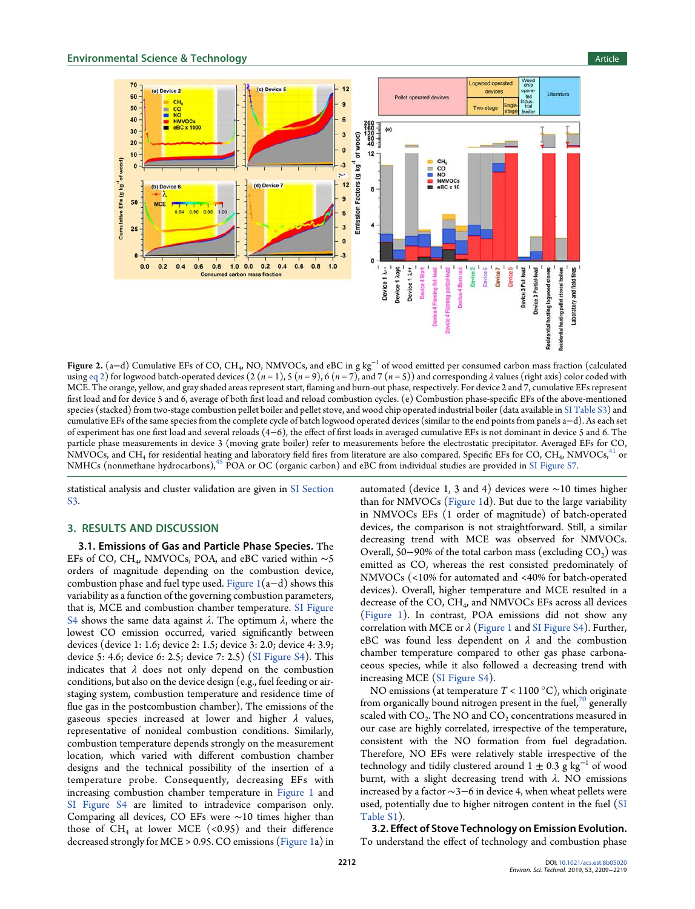(a) Device 2
CH$_4$
CO
NO
NMVOCs
eBC x 1000

(c) Device 5

(b) Device 6
λ
MCE
0.94 0.96 0.98 1.00

(d) Device 7

Cumulative EFs (g kg$^{-1}$ of wood)
Consumed carbon mass fraction
λ

Pellet operated devices
Logwood operated devices
Two-stage
Single-stage
Wood chip operated Industrial boiler
Literature

(e)
Emission Factors (g kg$^{-1}$ of wood)
CH$_4$
CO
NO
NMVOCs
eBC x 10

Device 1 λ-
Device 1 λopt
Device 1 λ++
Device 4 Start
Device 4 Flaming full load
Device 4 Flaming partial-load
Device 4 Burn out
Device 2
Device 6
Device 7
Device 5
Device 3 Full load
Device 3 Partial-load
Residential heating logwood stoves
Residential heating pellet stoves/ boilers
Laboratory and field fires

Figure 2. (a−d) Cumulative EFs of CO, $CH_4$, NO, NMVOCs, and eBC in g kg$^{-1}$ of wood emitted per consumed carbon mass fraction (calculated using eq 2) for logwood batch-operated devices (2 ($n$ = 1), 5 ($n$ = 9), 6 ($n$ = 7), and 7 ($n$ = 5)) and corresponding λ values (right axis) color coded with MCE. The orange, yellow, and gray shaded areas represent start, flaming and burn-out phase, respectively. For device 2 and 7, cumulative EFs represent first load and for device 5 and 6, average of both first load and reload combustion cycles. (e) Combustion phase-specific EFs of the above-mentioned species (stacked) from two-stage combustion pellet boiler and pellet stove, and wood chip operated industrial boiler (data available in SI Table S3) and cumulative EFs of the same species from the complete cycle of batch logwood operated devices (similar to the end points from panels a−d). As each set of experiment has one first load and several reloads (4−6), the effect of first loads in averaged cumulative EFs is not dominant in device 5 and 6. The particle phase measurements in device 3 (moving grate boiler) refer to measurements before the electrostatic precipitator. Averaged EFs for CO, NMVOCs, and $CH_4$ for residential heating and laboratory field fires from literature are also compared. Specific EFs for CO, $CH_4$, NMVOCs,[41] or NMHCs (nonmethane hydrocarbons),[45] POA or OC (organic carbon) and eBC from individual studies are provided in SI Figure S7.

statistical analysis and cluster validation are given in SI Section S3.

## 3. RESULTS AND DISCUSSION

**3.1. Emissions of Gas and Particle Phase Species.** The EFs of CO, $CH_4$, NMVOCs, POA, and eBC varied within ∼5 orders of magnitude depending on the combustion device, combustion phase and fuel type used. Figure 1(a−d) shows this variability as a function of the governing combustion parameters, that is, MCE and combustion chamber temperature. SI Figure S4 shows the same data against λ. The optimum λ, where the lowest CO emission occurred, varied significantly between devices (device 1: 1.6; device 2: 1.5; device 3: 2.0; device 4: 3.9; device 5: 4.6; device 6: 2.5; device 7: 2.5) (SI Figure S4). This indicates that λ does not only depend on the combustion conditions, but also on the device design (e.g., fuel feeding or air-staging system, combustion temperature and residence time of flue gas in the postcombustion chamber). The emissions of the gaseous species increased at lower and higher λ values, representative of nonideal combustion conditions. Similarly, combustion temperature depends strongly on the measurement location, which varied with different combustion chamber designs and the technical possibility of the insertion of a temperature probe. Consequently, decreasing EFs with increasing combustion chamber temperature in Figure 1 and SI Figure S4 are limited to intradevice comparison only. Comparing all devices, CO EFs were ∼10 times higher than those of $CH_4$ at lower MCE (<0.95) and their difference decreased strongly for MCE > 0.95. CO emissions (Figure 1a) in automated (device 1, 3 and 4) devices were ∼10 times higher than for NMVOCs (Figure 1d). But due to the large variability in NMVOCs EFs (1 order of magnitude) of batch-operated devices, the comparison is not straightforward. Still, a similar decreasing trend with MCE was observed for NMVOCs. Overall, 50−90% of the total carbon mass (excluding $CO_2$) was emitted as CO, whereas the rest consisted predominately of NMVOCs (<10% for automated and <40% for batch-operated devices). Overall, higher temperature and MCE resulted in a decrease of the CO, $CH_4$, and NMVOCs EFs across all devices (Figure 1). In contrast, POA emissions did not show any correlation with MCE or λ (Figure 1 and SI Figure S4). Further, eBC was found less dependent on λ and the combustion chamber temperature compared to other gas phase carbonaceous species, while it also followed a decreasing trend with increasing MCE (SI Figure S4).

NO emissions (at temperature $T$ < 1100 °C), which originate from organically bound nitrogen present in the fuel,[70] generally scaled with $CO_2$. The NO and $CO_2$ concentrations measured in our case are highly correlated, irrespective of the temperature, consistent with the NO formation from fuel degradation. Therefore, NO EFs were relatively stable irrespective of the technology and tidily clustered around 1 ± 0.3 g kg$^{-1}$ of wood burnt, with a slight decreasing trend with λ. NO emissions increased by a factor ∼3−6 in device 4, when wheat pellets were used, potentially due to higher nitrogen content in the fuel (SI Table S1).

**3.2. Effect of Stove Technology on Emission Evolution.** To understand the effect of technology and combustion phase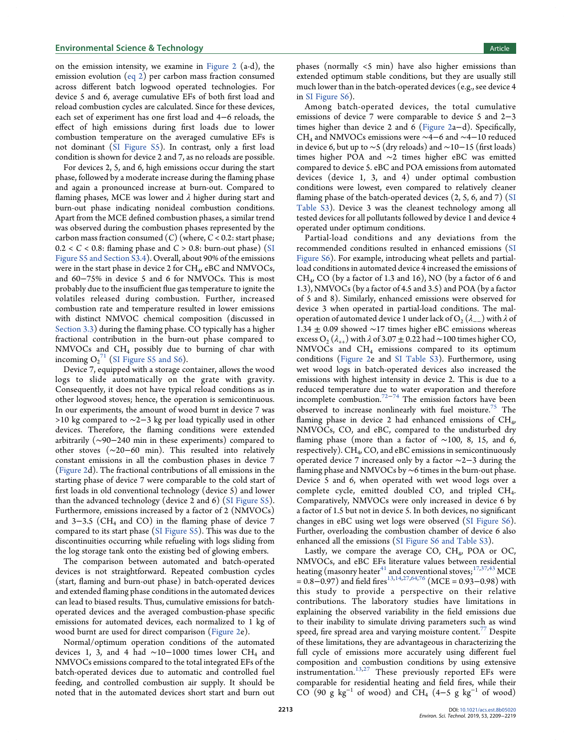on the emission intensity, we examine in Figure 2 (a-d), the emission evolution (eq 2) per carbon mass fraction consumed across different batch logwood operated technologies. For device 5 and 6, average cumulative EFs of both first load and reload combustion cycles are calculated. Since for these devices, each set of experiment has one first load and 4−6 reloads, the effect of high emissions during first loads due to lower combustion temperature on the averaged cumulative EFs is not dominant (SI Figure S5). In contrast, only a first load condition is shown for device 2 and 7, as no reloads are possible.

For devices 2, 5, and 6, high emissions occur during the start phase, followed by a moderate increase during the flaming phase and again a pronounced increase at burn-out. Compared to flaming phases, MCE was lower and $\lambda$ higher during start and burn-out phase indicating nonideal combustion conditions. Apart from the MCE defined combustion phases, a similar trend was observed during the combustion phases represented by the carbon mass fraction consumed ($C$) (where, $C < 0.2$: start phase; $0.2 < C < 0.8$: flaming phase and $C > 0.8$: burn-out phase) (SI Figure S5 and Section S3.4). Overall, about 90% of the emissions were in the start phase in device 2 for $CH_4$, eBC and NMVOCs, and 60−75% in device 5 and 6 for NMVOCs. This is most probably due to the insufficient flue gas temperature to ignite the volatiles released during combustion. Further, increased combustion rate and temperature resulted in lower emissions with distinct NMVOC chemical composition (discussed in Section 3.3) during the flaming phase. CO typically has a higher fractional contribution in the burn-out phase compared to NMVOCs and $CH_4$ possibly due to burning of char with incoming $O_2$[71] (SI Figure S5 and S6).

Device 7, equipped with a storage container, allows the wood logs to slide automatically on the grate with gravity. Consequently, it does not have typical reload conditions as in other logwood stoves; hence, the operation is semicontinuous. In our experiments, the amount of wood burnt in device 7 was >10 kg compared to ∼2−3 kg per load typically used in other devices. Therefore, the flaming conditions were extended arbitrarily (∼90−240 min in these experiments) compared to other stoves (∼20−60 min). This resulted into relatively constant emissions in all the combustion phases in device 7 (Figure 2d). The fractional contributions of all emissions in the starting phase of device 7 were comparable to the cold start of first loads in old conventional technology (device 5) and lower than the advanced technology (device 2 and 6) (SI Figure S5). Furthermore, emissions increased by a factor of 2 (NMVOCs) and 3−3.5 ($CH_4$ and CO) in the flaming phase of device 7 compared to its start phase (SI Figure S5). This was due to the discontinuities occurring while refueling with logs sliding from the log storage tank onto the existing bed of glowing embers.

The comparison between automated and batch-operated devices is not straightforward. Repeated combustion cycles (start, flaming and burn-out phase) in batch-operated devices and extended flaming phase conditions in the automated devices can lead to biased results. Thus, cumulative emissions for batch-operated devices and the averaged combustion-phase specific emissions for automated devices, each normalized to 1 kg of wood burnt are used for direct comparison (Figure 2e).

Normal/optimum operation conditions of the automated devices 1, 3, and 4 had ∼10−1000 times lower $CH_4$ and NMVOCs emissions compared to the total integrated EFs of the batch-operated devices due to automatic and controlled fuel feeding, and controlled combustion air supply. It should be noted that in the automated devices short start and burn out phases (normally <5 min) have also higher emissions than extended optimum stable conditions, but they are usually still much lower than in the batch-operated devices (e.g., see device 4 in SI Figure S6).

Among batch-operated devices, the total cumulative emissions of device 7 were comparable to device 5 and 2−3 times higher than device 2 and 6 (Figure 2a−d). Specifically, $CH_4$ and NMVOCs emissions were ∼4−6 and ∼4−10 reduced in device 6, but up to ∼5 (dry reloads) and ∼10−15 (first loads) times higher POA and ∼2 times higher eBC was emitted compared to device 5. eBC and POA emissions from automated devices (device 1, 3, and 4) under optimal combustion conditions were lowest, even compared to relatively cleaner flaming phase of the batch-operated devices (2, 5, 6, and 7) (SI Table S3). Device 3 was the cleanest technology among all tested devices for all pollutants followed by device 1 and device 4 operated under optimum conditions.

Partial-load conditions and any deviations from the recommended conditions resulted in enhanced emissions (SI Figure S6). For example, introducing wheat pellets and partial-load conditions in automated device 4 increased the emissions of $CH_4$, CO (by a factor of 1.3 and 16), NO (by a factor of 6 and 1.3), NMVOCs (by a factor of 4.5 and 3.5) and POA (by a factor of 5 and 8). Similarly, enhanced emissions were observed for device 3 when operated in partial-load conditions. The mal-operation of automated device 1 under lack of $O_2$ ($\lambda_{--}$) with $\lambda$ of $1.34 \pm 0.09$ showed ∼17 times higher eBC emissions whereas excess $O_2$ ($\lambda_{++}$) with $\lambda$ of $3.07 \pm 0.22$ had ∼100 times higher CO, NMVOCs and $CH_4$ emissions compared to its optimum conditions (Figure 2e and SI Table S3). Furthermore, using wet wood logs in batch-operated devices also increased the emissions with highest intensity in device 2. This is due to a reduced temperature due to water evaporation and therefore incomplete combustion.[72−74] The emission factors have been observed to increase nonlinearly with fuel moisture.[75] The flaming phase in device 2 had enhanced emissions of $CH_4$, NMVOCs, CO, and eBC, compared to the undisturbed dry flaming phase (more than a factor of ∼100, 8, 15, and 6, respectively). $CH_4$, CO, and eBC emissions in semicontinuously operated device 7 increased only by a factor ∼2−3 during the flaming phase and NMVOCs by ∼6 times in the burn-out phase. Device 5 and 6, when operated with wet wood logs over a complete cycle, emitted doubled CO, and tripled $CH_4$. Comparatively, NMVOCs were only increased in device 6 by a factor of 1.5 but not in device 5. In both devices, no significant changes in eBC using wet logs were observed (SI Figure S6). Further, overloading the combustion chamber of device 6 also enhanced all the emissions (SI Figure S6 and Table S3).

Lastly, we compare the average CO, $CH_4$, POA or OC, NMVOCs, and eBC EFs literature values between residential heating (masonry heater[41] and conventional stoves;[17,37,43] MCE = 0.8−0.97) and field fires[13,14,27,64,76] (MCE = 0.93−0.98) with this study to provide a perspective on their relative contributions. The laboratory studies have limitations in explaining the observed variability in the field emissions due to their inability to simulate driving parameters such as wind speed, fire spread area and varying moisture content.[77] Despite of these limitations, they are advantageous in characterizing the full cycle of emissions more accurately using different fuel composition and combustion conditions by using extensive instrumentation.[13,27] These previously reported EFs were comparable for residential heating and field fires, while their CO (90 g kg$^{-1}$ of wood) and $CH_4$ (4−5 g kg$^{-1}$ of wood)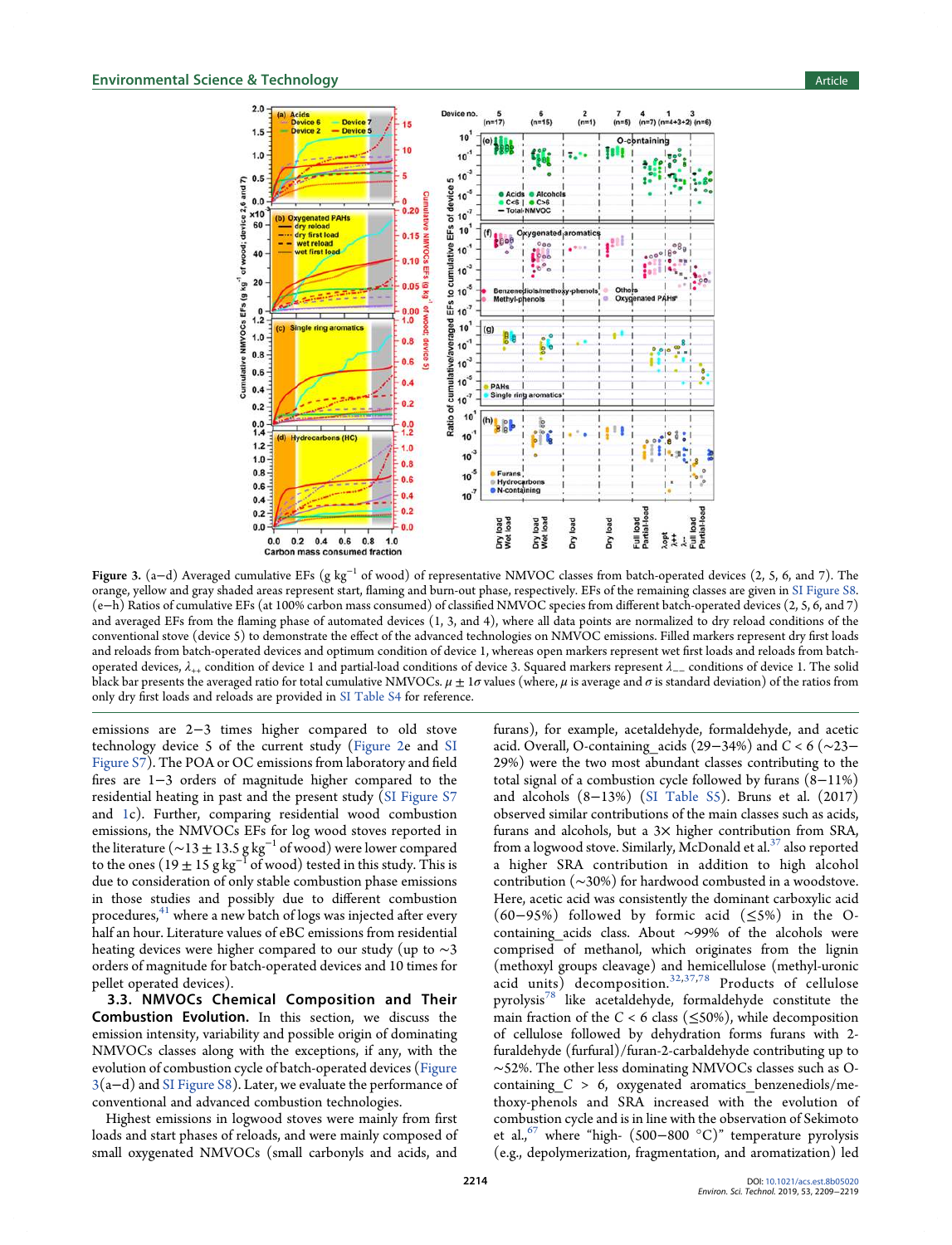Device no. 5 (n=17) 6 (n=15) 2 (n=1) 7 (n=5) 4 (n=7) 1 (n=4+3+2) 3 (n=6)

(a) Acids
Device 6
Device 7
Device 2
Device 5

(b) Oxygenated PAHs
dry reload
dry first load
wet reload
wet first load

(c) Single ring aromatics

(d) Hydrocarbons (HC)

Cumulative NMVOCs EFs (g kg⁻¹ of wood; device 2,6 and 7)

Cumulative NMVOCs EFs (g kg⁻¹ of wood; device 5)

Carbon mass consumed fraction

(e) O-containing
Acids
Alcohols
C<6
C>6
Total NMVOC

(f) Oxygenated aromatics
Benzenediols/methoxy-phenols
Methyl-phenols
Others
Oxygenated PAHs

(g)
PAHs
Single ring aromatics

(h)
Furans
Hydrocarbons
N-containing

Ratio of cumulative/averaged EFs to cumulative EFs of device 5

Dry load Wet load
Dry load Wet load
Dry load
Dry load
Full load Partial-load
λopt λ++ λ−−
Full load Partial-load

Figure 3. (a−d) Averaged cumulative EFs (g kg$^{-1}$ of wood) of representative NMVOC classes from batch-operated devices (2, 5, 6, and 7). The orange, yellow and gray shaded areas represent start, flaming and burn-out phase, respectively. EFs of the remaining classes are given in SI Figure S8. (e−h) Ratios of cumulative EFs (at 100% carbon mass consumed) of classified NMVOC species from different batch-operated devices (2, 5, 6, and 7) and averaged EFs from the flaming phase of automated devices (1, 3, and 4), where all data points are normalized to dry reload conditions of the conventional stove (device 5) to demonstrate the effect of the advanced technologies on NMVOC emissions. Filled markers represent dry first loads and reloads from batch-operated devices and optimum condition of device 1, whereas open markers represent wet first loads and reloads from batch-operated devices, $\lambda_{++}$ condition of device 1 and partial-load conditions of device 3. Squared markers represent $\lambda_{--}$ conditions of device 1. The solid black bar presents the averaged ratio for total cumulative NMVOCs. $\mu \pm 1\sigma$ values (where, $\mu$ is average and $\sigma$ is standard deviation) of the ratios from only dry first loads and reloads are provided in SI Table S4 for reference.

emissions are 2−3 times higher compared to old stove technology device 5 of the current study (Figure 2e and SI Figure S7). The POA or OC emissions from laboratory and field fires are 1−3 orders of magnitude higher compared to the residential heating in past and the present study (SI Figure S7 and 1c). Further, comparing residential wood combustion emissions, the NMVOCs EFs for log wood stoves reported in the literature (~13 ± 13.5 g kg$^{-1}$ of wood) were lower compared to the ones (19 ± 15 g kg$^{-1}$ of wood) tested in this study. This is due to consideration of only stable combustion phase emissions in those studies and possibly due to different combustion procedures,[41] where a new batch of logs was injected after every half an hour. Literature values of eBC emissions from residential heating devices were higher compared to our study (up to ~3 orders of magnitude for batch-operated devices and 10 times for pellet operated devices).

### 3.3. NMVOCs Chemical Composition and Their Combustion Evolution.

In this section, we discuss the emission intensity, variability and possible origin of dominating NMVOCs classes along with the exceptions, if any, with the evolution of combustion cycle of batch-operated devices (Figure 3(a−d) and SI Figure S8). Later, we evaluate the performance of conventional and advanced combustion technologies.

Highest emissions in logwood stoves were mainly from first loads and start phases of reloads, and were mainly composed of small oxygenated NMVOCs (small carbonyls and acids, and furans), for example, acetaldehyde, formaldehyde, and acetic acid. Overall, O-containing_acids (29−34%) and $C < 6$ (~23−29%) were the two most abundant classes contributing to the total signal of a combustion cycle followed by furans (8−11%) and alcohols (8−13%) (SI Table S5). Bruns et al. (2017) observed similar contributions of the main classes such as acids, furans and alcohols, but a 3× higher contribution from SRA, from a logwood stove. Similarly, McDonald et al.[37] also reported a higher SRA contribution in addition to high alcohol contribution (~30%) for hardwood combusted in a woodstove. Here, acetic acid was consistently the dominant carboxylic acid (60−95%) followed by formic acid (≤5%) in the O-containing_acids class. About ~99% of the alcohols were comprised of methanol, which originates from the lignin (methoxyl groups cleavage) and hemicellulose (methyl-uronic acid units) decomposition.[32,37,78] Products of cellulose pyrolysis[78] like acetaldehyde, formaldehyde constitute the main fraction of the $C < 6$ class (≤50%), while decomposition of cellulose followed by dehydration forms furans with 2-furaldehyde (furfural)/furan-2-carbaldehyde contributing up to ~52%. The other less dominating NMVOCs classes such as O-containing_$C > 6$, oxygenated aromatics_benzenediols/methoxy-phenols and SRA increased with the evolution of combustion cycle and is in line with the observation of Sekimoto et al.,[67] where "high- (500−800 °C)" temperature pyrolysis (e.g., depolymerization, fragmentation, and aromatization) led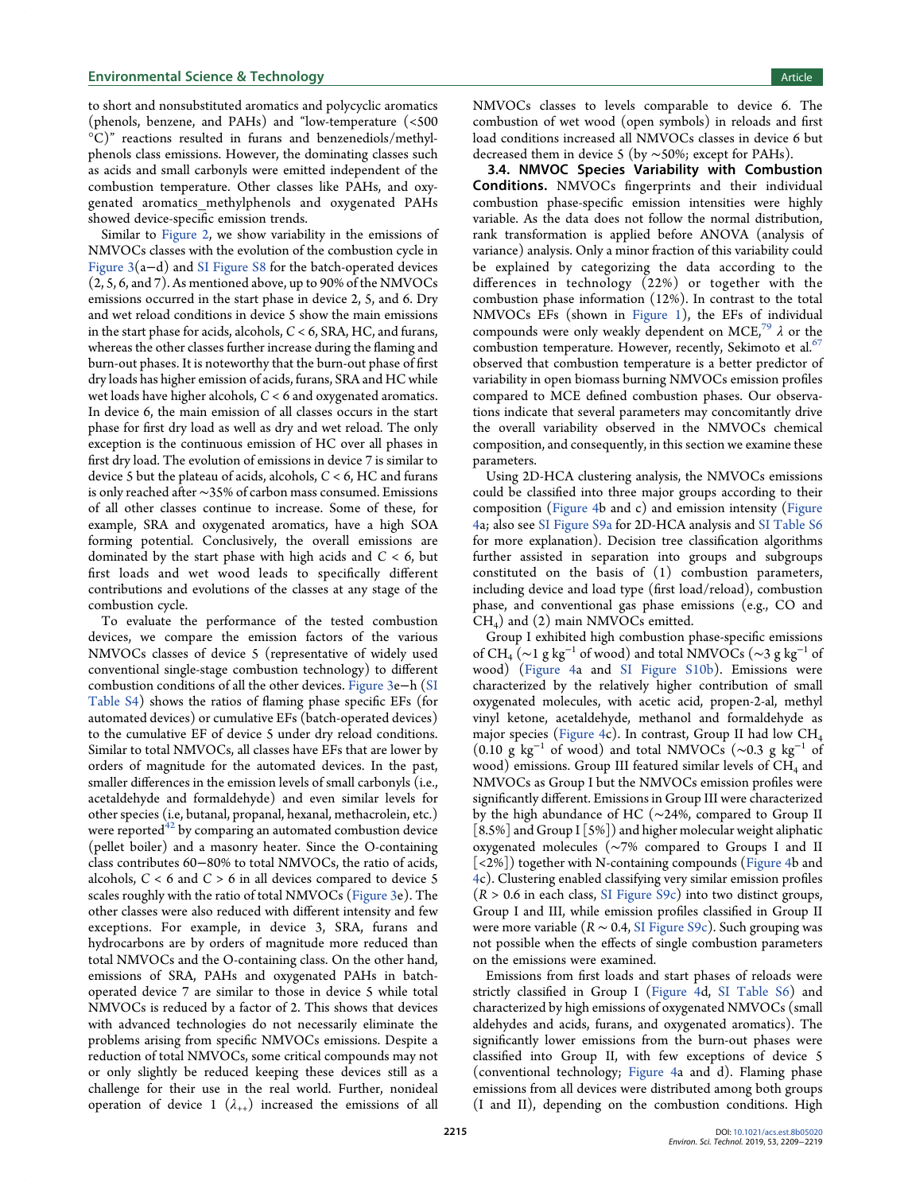to short and nonsubstituted aromatics and polycyclic aromatics (phenols, benzene, and PAHs) and "low-temperature (<500 °C)" reactions resulted in furans and benzenediols/methylphenols class emissions. However, the dominating classes such as acids and small carbonyls were emitted independent of the combustion temperature. Other classes like PAHs, and oxygenated aromatics_methylphenols and oxygenated PAHs showed device-specific emission trends.

Similar to Figure 2, we show variability in the emissions of NMVOCs classes with the evolution of the combustion cycle in Figure 3(a−d) and SI Figure S8 for the batch-operated devices (2, 5, 6, and 7). As mentioned above, up to 90% of the NMVOCs emissions occurred in the start phase in device 2, 5, and 6. Dry and wet reload conditions in device 5 show the main emissions in the start phase for acids, alcohols, $C < 6$, SRA, HC, and furans, whereas the other classes further increase during the flaming and burn-out phases. It is noteworthy that the burn-out phase of first dry loads has higher emission of acids, furans, SRA and HC while wet loads have higher alcohols, $C < 6$ and oxygenated aromatics. In device 6, the main emission of all classes occurs in the start phase for first dry load as well as dry and wet reload. The only exception is the continuous emission of HC over all phases in first dry load. The evolution of emissions in device 7 is similar to device 5 but the plateau of acids, alcohols, $C < 6$, HC and furans is only reached after ∼35% of carbon mass consumed. Emissions of all other classes continue to increase. Some of these, for example, SRA and oxygenated aromatics, have a high SOA forming potential. Conclusively, the overall emissions are dominated by the start phase with high acids and $C < 6$, but first loads and wet wood leads to specifically different contributions and evolutions of the classes at any stage of the combustion cycle.

To evaluate the performance of the tested combustion devices, we compare the emission factors of the various NMVOCs classes of device 5 (representative of widely used conventional single-stage combustion technology) to different combustion conditions of all the other devices. Figure 3e−h (SI Table S4) shows the ratios of flaming phase specific EFs (for automated devices) or cumulative EFs (batch-operated devices) to the cumulative EF of device 5 under dry reload conditions. Similar to total NMVOCs, all classes have EFs that are lower by orders of magnitude for the automated devices. In the past, smaller differences in the emission levels of small carbonyls (i.e., acetaldehyde and formaldehyde) and even similar levels for other species (i.e, butanal, propanal, hexanal, methacrolein, etc.) were reported[42] by comparing an automated combustion device (pellet boiler) and a masonry heater. Since the O-containing class contributes 60−80% to total NMVOCs, the ratio of acids, alcohols, $C < 6$ and $C > 6$ in all devices compared to device 5 scales roughly with the ratio of total NMVOCs (Figure 3e). The other classes were also reduced with different intensity and few exceptions. For example, in device 3, SRA, furans and hydrocarbons are by orders of magnitude more reduced than total NMVOCs and the O-containing class. On the other hand, emissions of SRA, PAHs and oxygenated PAHs in batch-operated device 7 are similar to those in device 5 while total NMVOCs is reduced by a factor of 2. This shows that devices with advanced technologies do not necessarily eliminate the problems arising from specific NMVOCs emissions. Despite a reduction of total NMVOCs, some critical compounds may not or only slightly be reduced keeping these devices still as a challenge for their use in the real world. Further, nonideal operation of device 1 ($\lambda_{++}$) increased the emissions of all NMVOCs classes to levels comparable to device 6. The combustion of wet wood (open symbols) in reloads and first load conditions increased all NMVOCs classes in device 6 but decreased them in device 5 (by ∼50%; except for PAHs).

**3.4. NMVOC Species Variability with Combustion Conditions.** NMVOCs fingerprints and their individual combustion phase-specific emission intensities were highly variable. As the data does not follow the normal distribution, rank transformation is applied before ANOVA (analysis of variance) analysis. Only a minor fraction of this variability could be explained by categorizing the data according to the differences in technology (22%) or together with the combustion phase information (12%). In contrast to the total NMVOCs EFs (shown in Figure 1), the EFs of individual compounds were only weakly dependent on MCE,[79] $\lambda$ or the combustion temperature. However, recently, Sekimoto et al.[67] observed that combustion temperature is a better predictor of variability in open biomass burning NMVOCs emission profiles compared to MCE defined combustion phases. Our observations indicate that several parameters may concomitantly drive the overall variability observed in the NMVOCs chemical composition, and consequently, in this section we examine these parameters.

Using 2D-HCA clustering analysis, the NMVOCs emissions could be classified into three major groups according to their composition (Figure 4b and c) and emission intensity (Figure 4a; also see SI Figure S9a for 2D-HCA analysis and SI Table S6 for more explanation). Decision tree classification algorithms further assisted in separation into groups and subgroups constituted on the basis of (1) combustion parameters, including device and load type (first load/reload), combustion phase, and conventional gas phase emissions (e.g., CO and $CH_4$) and (2) main NMVOCs emitted.

Group I exhibited high combustion phase-specific emissions of $CH_4$ (∼1 g kg$^{-1}$ of wood) and total NMVOCs (∼3 g kg$^{-1}$ of wood) (Figure 4a and SI Figure S10b). Emissions were characterized by the relatively higher contribution of small oxygenated molecules, with acetic acid, propen-2-al, methyl vinyl ketone, acetaldehyde, methanol and formaldehyde as major species (Figure 4c). In contrast, Group II had low $CH_4$ (0.10 g kg$^{-1}$ of wood) and total NMVOCs (∼0.3 g kg$^{-1}$ of wood) emissions. Group III featured similar levels of $CH_4$ and NMVOCs as Group I but the NMVOCs emission profiles were significantly different. Emissions in Group III were characterized by the high abundance of HC (∼24%, compared to Group II [8.5%] and Group I [5%]) and higher molecular weight aliphatic oxygenated molecules (∼7% compared to Groups I and II [<2%]) together with N-containing compounds (Figure 4b and 4c). Clustering enabled classifying very similar emission profiles ($R > 0.6$ in each class, SI Figure S9c) into two distinct groups, Group I and III, while emission profiles classified in Group II were more variable ($R \sim 0.4$, SI Figure S9c). Such grouping was not possible when the effects of single combustion parameters on the emissions were examined.

Emissions from first loads and start phases of reloads were strictly classified in Group I (Figure 4d, SI Table S6) and characterized by high emissions of oxygenated NMVOCs (small aldehydes and acids, furans, and oxygenated aromatics). The significantly lower emissions from the burn-out phases were classified into Group II, with few exceptions of device 5 (conventional technology; Figure 4a and d). Flaming phase emissions from all devices were distributed among both groups (I and II), depending on the combustion conditions. High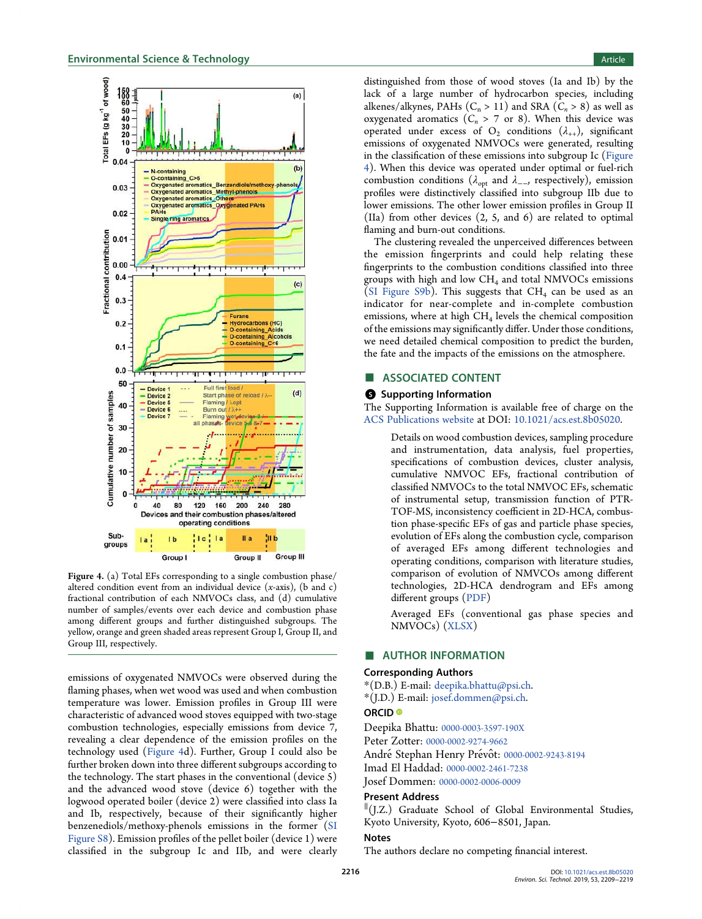Total EFs (g kg$^{-1}$ of wood)

150
100
60
50
40
30
20
10
0

(a)

Fractional contribution

0.04
0.03
0.02
0.01
0.00

(b)

N-containing
O-containing_C>6
Oxygenated aromatics_Benzendiols/methoxy-phenols
Oxygenated aromatics_Methyl-phenols
Oxygenated aromatics_Others
Oxygenated aromatics_Oxygenated PAHs
PAHs
Single ring aromatics

0.4
0.3
0.2
0.1
0.0

(c)

Furans
Hydrocarbons (HC)
O-containing_Acids
O-containing_Alcohols
O-containing_C<6

Cumulative number of samples

50
40
30
20
10
0

(d)

Device 1
Device 2
Device 5
Device 6
Device 7

Full first load /
Start phase of reload / λ--
Flaming / λopt
Burn out / λ++
Flaming wet device 2 /
all phases- device 5 & 7

0 40 80 120 160 200 240 280

Devices and their combustion phases/altered operating conditions

Sub-groups

I a
I b
I c
I a
II a
II b

Group I
Group II
Group III

Figure 4. (a) Total EFs corresponding to a single combustion phase/altered condition event from an individual device (x-axis), (b and c) fractional contribution of each NMNVOCs class, and (d) cumulative number of samples/events over each device and combustion phase among different groups and further distinguished subgroups. The yellow, orange and green shaded areas represent Group I, Group II, and Group III, respectively.

emissions of oxygenated NMVOCs were observed during the flaming phases, when wet wood was used and when combustion temperature was lower. Emission profiles in Group III were characteristic of advanced wood stoves equipped with two-stage combustion technologies, especially emissions from device 7, revealing a clear dependence of the emission profiles on the technology used (Figure 4d). Further, Group I could also be further broken down into three different subgroups according to the technology. The start phases in the conventional (device 5) and the advanced wood stove (device 6) together with the logwood operated boiler (device 2) were classified into class Ia and Ib, respectively, because of their significantly higher benzenediols/methoxy-phenols emissions in the former (SI Figure S8). Emission profiles of the pellet boiler (device 1) were classified in the subgroup Ic and IIb, and were clearly distinguished from those of wood stoves (Ia and Ib) by the lack of a large number of hydrocarbon species, including alkenes/alkynes, PAHs ($C_n$ > 11) and SRA ($C_n$ > 8) as well as oxygenated aromatics ($C_n$ > 7 or 8). When this device was operated under excess of $O_2$ conditions ($\lambda_{++}$), significant emissions of oxygenated NMVOCs were generated, resulting in the classification of these emissions into subgroup Ic (Figure 4). When this device was operated under optimal or fuel-rich combustion conditions ($\lambda_{opt}$ and $\lambda_{--}$, respectively), emission profiles were distinctively classified into subgroup IIb due to lower emissions. The other lower emission profiles in Group II (IIa) from other devices (2, 5, and 6) are related to optimal flaming and burn-out conditions.

The clustering revealed the unperceived differences between the emission fingerprints and could help relating these fingerprints to the combustion conditions classified into three groups with high and low $CH_4$ and total NMVOCs emissions (SI Figure S9b). This suggests that $CH_4$ can be used as an indicator for near-complete and in-complete combustion emissions, where at high $CH_4$ levels the chemical composition of the emissions may significantly differ. Under those conditions, we need detailed chemical composition to predict the burden, the fate and the impacts of the emissions on the atmosphere.

## ■ ASSOCIATED CONTENT

### Supporting Information

The Supporting Information is available free of charge on the ACS Publications website at DOI: 10.1021/acs.est.8b05020.

Details on wood combustion devices, sampling procedure and instrumentation, study data analysis, fuel properties, specifications of combustion devices, cluster analysis, cumulative NMVOC EFs, fractional contribution of classified NMVOCs to the total NMVOC EFs, schematic of instrumental setup, transmission function of PTR-TOF-MS, inconsistency coefficient in 2D-HCA, combustion phase-specific EFs of gas and particle phase species, evolution of EFs along the combustion cycle, comparison of averaged EFs among different technologies and operating conditions, comparison with literature studies, comparison of evolution of NMVCOs among different technologies, 2D-HCA dendrogram and EFs among different groups (PDF)

Averaged EFs (conventional gas phase species and NMVOCs) (XLSX)

## ■ AUTHOR INFORMATION

### Corresponding Authors

*(D.B.) E-mail: deepika.bhattu@psi.ch.

*(J.D.) E-mail: josef.dommen@psi.ch.

### ORCID

Deepika Bhattu: 0000-0003-3597-190X

Peter Zotter: 0000-0002-9274-9662

André Stephan Henry Prévôt: 0000-0002-9243-8194

Imad El Haddad: 0000-0002-2461-7238

Josef Dommen: 0000-0002-0006-0009

### Present Address

‖(J.Z.) Graduate School of Global Environmental Studies, Kyoto University, Kyoto, 606−8501, Japan.

### Notes

The authors declare no competing financial interest.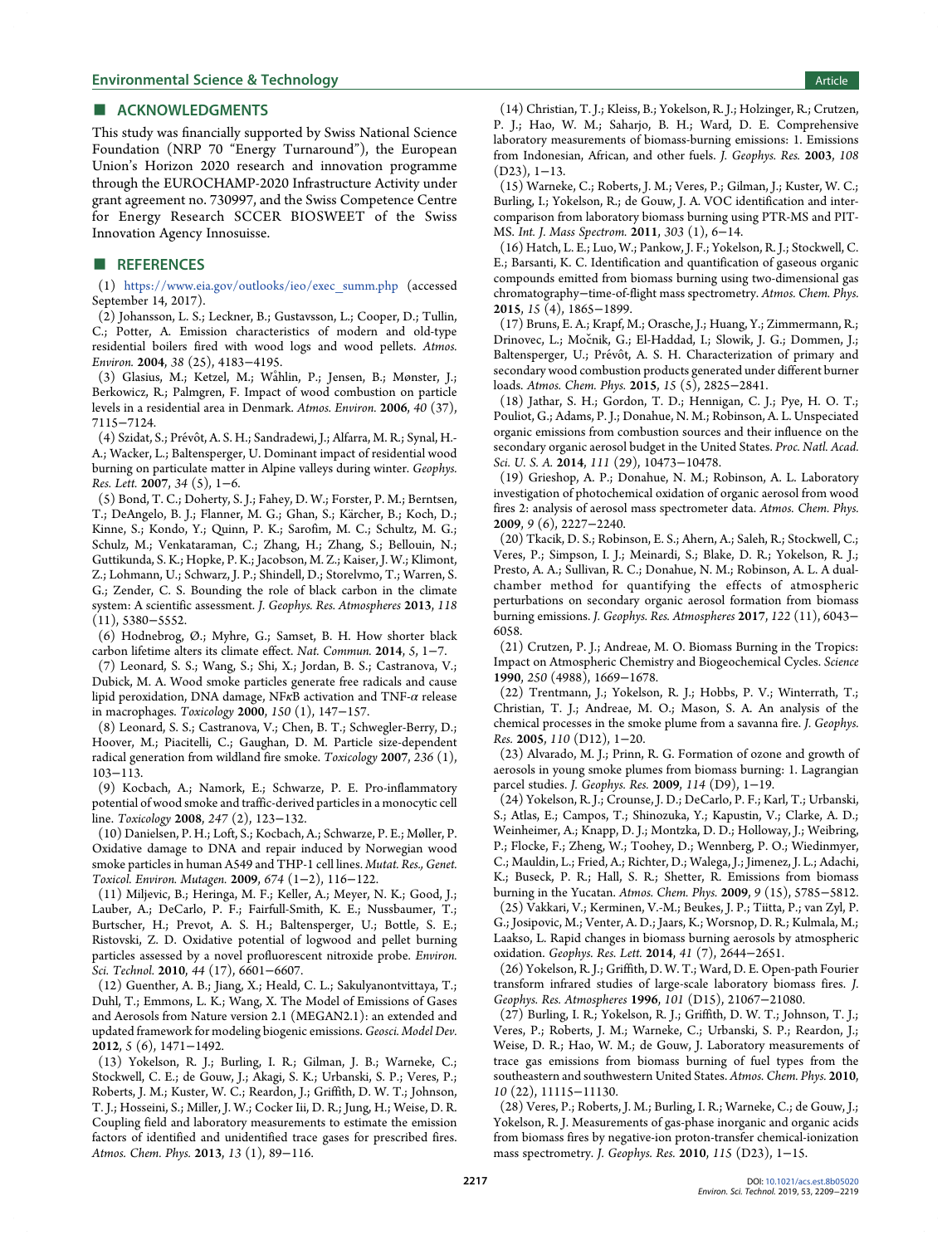## ■ ACKNOWLEDGMENTS

This study was financially supported by Swiss National Science Foundation (NRP 70 "Energy Turnaround"), the European Union's Horizon 2020 research and innovation programme through the EUROCHAMP-2020 Infrastructure Activity under grant agreement no. 730997, and the Swiss Competence Centre for Energy Research SCCER BIOSWEET of the Swiss Innovation Agency Innosuisse.

## ■ REFERENCES

(1) https://www.eia.gov/outlooks/ieo/exec_summ.php (accessed September 14, 2017).

(2) Johansson, L. S.; Leckner, B.; Gustavsson, L.; Cooper, D.; Tullin, C.; Potter, A. Emission characteristics of modern and old-type residential boilers fired with wood logs and wood pellets. *Atmos. Environ.* **2004**, *38* (25), 4183−4195.

(3) Glasius, M.; Ketzel, M.; Wåhlin, P.; Jensen, B.; Mønster, J.; Berkowicz, R.; Palmgren, F. Impact of wood combustion on particle levels in a residential area in Denmark. *Atmos. Environ.* **2006**, *40* (37), 7115−7124.

(4) Szidat, S.; Prévôt, A. S. H.; Sandradewi, J.; Alfarra, M. R.; Synal, H.-A.; Wacker, L.; Baltensperger, U. Dominant impact of residential wood burning on particulate matter in Alpine valleys during winter. *Geophys. Res. Lett.* **2007**, *34* (5), 1−6.

(5) Bond, T. C.; Doherty, S. J.; Fahey, D. W.; Forster, P. M.; Berntsen, T.; DeAngelo, B. J.; Flanner, M. G.; Ghan, S.; Kärcher, B.; Koch, D.; Kinne, S.; Kondo, Y.; Quinn, P. K.; Sarofim, M. C.; Schultz, M. G.; Schulz, M.; Venkataraman, C.; Zhang, H.; Zhang, S.; Bellouin, N.; Guttikunda, S. K.; Hopke, P. K.; Jacobson, M. Z.; Kaiser, J. W.; Klimont, Z.; Lohmann, U.; Schwarz, J. P.; Shindell, D.; Storelvmo, T.; Warren, S. G.; Zender, C. S. Bounding the role of black carbon in the climate system: A scientific assessment. *J. Geophys. Res. Atmospheres* **2013**, *118* (11), 5380−5552.

(6) Hodnebrog, Ø.; Myhre, G.; Samset, B. H. How shorter black carbon lifetime alters its climate effect. *Nat. Commun.* **2014**, *5*, 1−7.

(7) Leonard, S. S.; Wang, S.; Shi, X.; Jordan, B. S.; Castranova, V.; Dubick, M. A. Wood smoke particles generate free radicals and cause lipid peroxidation, DNA damage, NFκB activation and TNF-α release in macrophages. *Toxicology* **2000**, *150* (1), 147−157.

(8) Leonard, S. S.; Castranova, V.; Chen, B. T.; Schwegler-Berry, D.; Hoover, M.; Piacitelli, C.; Gaughan, D. M. Particle size-dependent radical generation from wildland fire smoke. *Toxicology* **2007**, *236* (1), 103−113.

(9) Kocbach, A.; Namork, E.; Schwarze, P. E. Pro-inflammatory potential of wood smoke and traffic-derived particles in a monocytic cell line. *Toxicology* **2008**, *247* (2), 123−132.

(10) Danielsen, P. H.; Loft, S.; Kocbach, A.; Schwarze, P. E.; Møller, P. Oxidative damage to DNA and repair induced by Norwegian wood smoke particles in human A549 and THP-1 cell lines. *Mutat. Res., Genet. Toxicol. Environ. Mutagen.* **2009**, *674* (1−2), 116−122.

(11) Miljevic, B.; Heringa, M. F.; Keller, A.; Meyer, N. K.; Good, J.; Lauber, A.; DeCarlo, P. F.; Fairfull-Smith, K. E.; Nussbaumer, T.; Burtscher, H.; Prevot, A. S. H.; Baltensperger, U.; Bottle, S. E.; Ristovski, Z. D. Oxidative potential of logwood and pellet burning particles assessed by a novel profluorescent nitroxide probe. *Environ. Sci. Technol.* **2010**, *44* (17), 6601−6607.

(12) Guenther, A. B.; Jiang, X.; Heald, C. L.; Sakulyanontvittaya, T.; Duhl, T.; Emmons, L. K.; Wang, X. The Model of Emissions of Gases and Aerosols from Nature version 2.1 (MEGAN2.1): an extended and updated framework for modeling biogenic emissions. *Geosci. Model Dev.* **2012**, *5* (6), 1471−1492.

(13) Yokelson, R. J.; Burling, I. R.; Gilman, J. B.; Warneke, C.; Stockwell, C. E.; de Gouw, J.; Akagi, S. K.; Urbanski, S. P.; Veres, P.; Roberts, J. M.; Kuster, W. C.; Reardon, J.; Griffith, D. W. T.; Johnson, T. J.; Hosseini, S.; Miller, J. W.; Cocker Iii, D. R.; Jung, H.; Weise, D. R. Coupling field and laboratory measurements to estimate the emission factors of identified and unidentified trace gases for prescribed fires. *Atmos. Chem. Phys.* **2013**, *13* (1), 89−116.

(14) Christian, T. J.; Kleiss, B.; Yokelson, R. J.; Holzinger, R.; Crutzen, P. J.; Hao, W. M.; Saharjo, B. H.; Ward, D. E. Comprehensive laboratory measurements of biomass-burning emissions: 1. Emissions from Indonesian, African, and other fuels. *J. Geophys. Res.* **2003**, *108* (D23), 1−13.

(15) Warneke, C.; Roberts, J. M.; Veres, P.; Gilman, J.; Kuster, W. C.; Burling, I.; Yokelson, R.; de Gouw, J. A. VOC identification and intercomparison from laboratory biomass burning using PTR-MS and PIT-MS. *Int. J. Mass Spectrom.* **2011**, *303* (1), 6−14.

(16) Hatch, L. E.; Luo, W.; Pankow, J. F.; Yokelson, R. J.; Stockwell, C. E.; Barsanti, K. C. Identification and quantification of gaseous organic compounds emitted from biomass burning using two-dimensional gas chromatography−time-of-flight mass spectrometry. *Atmos. Chem. Phys.* **2015**, *15* (4), 1865−1899.

(17) Bruns, E. A.; Krapf, M.; Orasche, J.; Huang, Y.; Zimmermann, R.; Drinovec, L.; Močnik, G.; El-Haddad, I.; Slowik, J. G.; Dommen, J.; Baltensperger, U.; Prévôt, A. S. H. Characterization of primary and secondary wood combustion products generated under different burner loads. *Atmos. Chem. Phys.* **2015**, *15* (5), 2825−2841.

(18) Jathar, S. H.; Gordon, T. D.; Hennigan, C. J.; Pye, H. O. T.; Pouliot, G.; Adams, P. J.; Donahue, N. M.; Robinson, A. L. Unspeciated organic emissions from combustion sources and their influence on the secondary organic aerosol budget in the United States. *Proc. Natl. Acad. Sci. U. S. A.* **2014**, *111* (29), 10473−10478.

(19) Grieshop, A. P.; Donahue, N. M.; Robinson, A. L. Laboratory investigation of photochemical oxidation of organic aerosol from wood fires 2: analysis of aerosol mass spectrometer data. *Atmos. Chem. Phys.* **2009**, *9* (6), 2227−2240.

(20) Tkacik, D. S.; Robinson, E. S.; Ahern, A.; Saleh, R.; Stockwell, C.; Veres, P.; Simpson, I. J.; Meinardi, S.; Blake, D. R.; Yokelson, R. J.; Presto, A. A.; Sullivan, R. C.; Donahue, N. M.; Robinson, A. L. A dual-chamber method for quantifying the effects of atmospheric perturbations on secondary organic aerosol formation from biomass burning emissions. *J. Geophys. Res. Atmospheres* **2017**, *122* (11), 6043−6058.

(21) Crutzen, P. J.; Andreae, M. O. Biomass Burning in the Tropics: Impact on Atmospheric Chemistry and Biogeochemical Cycles. *Science* **1990**, *250* (4988), 1669−1678.

(22) Trentmann, J.; Yokelson, R. J.; Hobbs, P. V.; Winterrath, T.; Christian, T. J.; Andreae, M. O.; Mason, S. A. An analysis of the chemical processes in the smoke plume from a savanna fire. *J. Geophys. Res.* **2005**, *110* (D12), 1−20.

(23) Alvarado, M. J.; Prinn, R. G. Formation of ozone and growth of aerosols in young smoke plumes from biomass burning: 1. Lagrangian parcel studies. *J. Geophys. Res.* **2009**, *114* (D9), 1−19.

(24) Yokelson, R. J.; Crounse, J. D.; DeCarlo, P. F.; Karl, T.; Urbanski, S.; Atlas, E.; Campos, T.; Shinozuka, Y.; Kapustin, V.; Clarke, A. D.; Weinheimer, A.; Knapp, D. J.; Montzka, D. D.; Holloway, J.; Weibring, P.; Flocke, F.; Zheng, W.; Toohey, D.; Wennberg, P. O.; Wiedinmyer, C.; Mauldin, L.; Fried, A.; Richter, D.; Walega, J.; Jimenez, J. L.; Adachi, K.; Buseck, P. R.; Hall, S. R.; Shetter, R. Emissions from biomass burning in the Yucatan. *Atmos. Chem. Phys.* **2009**, *9* (15), 5785−5812.

(25) Vakkari, V.; Kerminen, V.-M.; Beukes, J. P.; Tiitta, P.; van Zyl, P. G.; Josipovic, M.; Venter, A. D.; Jaars, K.; Worsnop, D. R.; Kulmala, M.; Laakso, L. Rapid changes in biomass burning aerosols by atmospheric oxidation. *Geophys. Res. Lett.* **2014**, *41* (7), 2644−2651.

(26) Yokelson, R. J.; Griffith, D. W. T.; Ward, D. E. Open-path Fourier transform infrared studies of large-scale laboratory biomass fires. *J. Geophys. Res. Atmospheres* **1996**, *101* (D15), 21067−21080.

(27) Burling, I. R.; Yokelson, R. J.; Griffith, D. W. T.; Johnson, T. J.; Veres, P.; Roberts, J. M.; Warneke, C.; Urbanski, S. P.; Reardon, J.; Weise, D. R.; Hao, W. M.; de Gouw, J. Laboratory measurements of trace gas emissions from biomass burning of fuel types from the southeastern and southwestern United States. *Atmos. Chem. Phys.* **2010**, *10* (22), 11115−11130.

(28) Veres, P.; Roberts, J. M.; Burling, I. R.; Warneke, C.; de Gouw, J.; Yokelson, R. J. Measurements of gas-phase inorganic and organic acids from biomass fires by negative-ion proton-transfer chemical-ionization mass spectrometry. *J. Geophys. Res.* **2010**, *115* (D23), 1−15.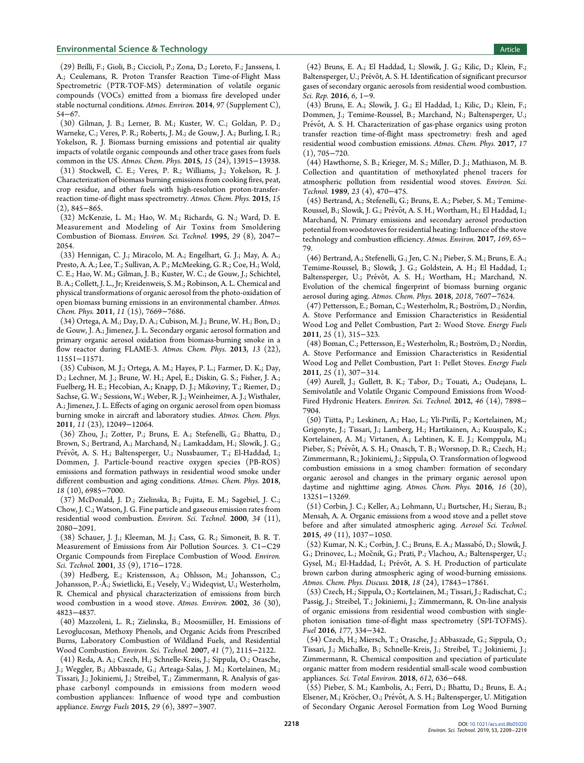(29) Brilli, F.; Gioli, B.; Ciccioli, P.; Zona, D.; Loreto, F.; Janssens, I. A.; Ceulemans, R. Proton Transfer Reaction Time-of-Flight Mass Spectrometric (PTR-TOF-MS) determination of volatile organic compounds (VOCs) emitted from a biomass fire developed under stable nocturnal conditions. *Atmos. Environ.* **2014**, *97* (Supplement C), 54−67.

(30) Gilman, J. B.; Lerner, B. M.; Kuster, W. C.; Goldan, P. D.; Warneke, C.; Veres, P. R.; Roberts, J. M.; de Gouw, J. A.; Burling, I. R.; Yokelson, R. J. Biomass burning emissions and potential air quality impacts of volatile organic compounds and other trace gases from fuels common in the US. *Atmos. Chem. Phys.* **2015**, *15* (24), 13915−13938.

(31) Stockwell, C. E.; Veres, P. R.; Williams, J.; Yokelson, R. J. Characterization of biomass burning emissions from cooking fires, peat, crop residue, and other fuels with high-resolution proton-transfer-reaction time-of-flight mass spectrometry. *Atmos. Chem. Phys.* **2015**, *15* (2), 845−865.

(32) McKenzie, L. M.; Hao, W. M.; Richards, G. N.; Ward, D. E. Measurement and Modeling of Air Toxins from Smoldering Combustion of Biomass. *Environ. Sci. Technol.* **1995**, *29* (8), 2047−2054.

(33) Hennigan, C. J.; Miracolo, M. A.; Engelhart, G. J.; May, A. A.; Presto, A. A.; Lee, T.; Sullivan, A. P.; McMeeking, G. R.; Coe, H.; Wold, C. E.; Hao, W. M.; Gilman, J. B.; Kuster, W. C.; de Gouw, J.; Schichtel, B. A.; Collett, J. L., Jr; Kreidenweis, S. M.; Robinson, A. L. Chemical and physical transformations of organic aerosol from the photo-oxidation of open biomass burning emissions in an environmental chamber. *Atmos. Chem. Phys.* **2011**, *11* (15), 7669−7686.

(34) Ortega, A. M.; Day, D. A.; Cubison, M. J.; Brune, W. H.; Bon, D.; de Gouw, J. A.; Jimenez, J. L. Secondary organic aerosol formation and primary organic aerosol oxidation from biomass-burning smoke in a flow reactor during FLAME-3. *Atmos. Chem. Phys.* **2013**, *13* (22), 11551−11571.

(35) Cubison, M. J.; Ortega, A. M.; Hayes, P. L.; Farmer, D. K.; Day, D.; Lechner, M. J.; Brune, W. H.; Apel, E.; Diskin, G. S.; Fisher, J. A.; Fuelberg, H. E.; Hecobian, A.; Knapp, D. J.; Mikoviny, T.; Riemer, D.; Sachse, G. W.; Sessions, W.; Weber, R. J.; Weinheimer, A. J.; Wisthaler, A.; Jimenez, J. L. Effects of aging on organic aerosol from open biomass burning smoke in aircraft and laboratory studies. *Atmos. Chem. Phys.* **2011**, *11* (23), 12049−12064.

(36) Zhou, J.; Zotter, P.; Bruns, E. A.; Stefenelli, G.; Bhattu, D.; Brown, S.; Bertrand, A.; Marchand, N.; Lamkaddam, H.; Slowik, J. G.; Prévôt, A. S. H.; Baltensperger, U.; Nussbaumer, T.; El-Haddad, I.; Dommen, J. Particle-bound reactive oxygen species (PB-ROS) emissions and formation pathways in residential wood smoke under different combustion and aging conditions. *Atmos. Chem. Phys.* **2018**, *18* (10), 6985−7000.

(37) McDonald, J. D.; Zielinska, B.; Fujita, E. M.; Sagebiel, J. C.; Chow, J. C.; Watson, J. G. Fine particle and gaseous emission rates from residential wood combustion. *Environ. Sci. Technol.* **2000**, *34* (11), 2080−2091.

(38) Schauer, J. J.; Kleeman, M. J.; Cass, G. R.; Simoneit, B. R. T. Measurement of Emissions from Air Pollution Sources. 3. C1−C29 Organic Compounds from Fireplace Combustion of Wood. *Environ. Sci. Technol.* **2001**, *35* (9), 1716−1728.

(39) Hedberg, E.; Kristensson, A.; Ohlsson, M.; Johansson, C.; Johansson, P.-Å.; Swietlicki, E.; Vesely, V.; Wideqvist, U.; Westerholm, R. Chemical and physical characterization of emissions from birch wood combustion in a wood stove. *Atmos. Environ.* **2002**, *36* (30), 4823−4837.

(40) Mazzoleni, L. R.; Zielinska, B.; Moosmüller, H. Emissions of Levoglucosan, Methoxy Phenols, and Organic Acids from Prescribed Burns, Laboratory Combustion of Wildland Fuels, and Residential Wood Combustion. *Environ. Sci. Technol.* **2007**, *41* (7), 2115−2122.

(41) Reda, A. A.; Czech, H.; Schnelle-Kreis, J.; Sippula, O.; Orasche, J.; Weggler, B.; Abbaszade, G.; Arteaga-Salas, J. M.; Kortelainen, M.; Tissari, J.; Jokiniemi, J.; Streibel, T.; Zimmermann, R. Analysis of gas-phase carbonyl compounds in emissions from modern wood combustion appliances: Influence of wood type and combustion appliance. *Energy Fuels* **2015**, *29* (6), 3897−3907.

(42) Bruns, E. A.; El Haddad, I.; Slowik, J. G.; Kilic, D.; Klein, F.; Baltensperger, U.; Prévôt, A. S. H. Identification of significant precursor gases of secondary organic aerosols from residential wood combustion. *Sci. Rep.* **2016**, *6*, 1−9.

(43) Bruns, E. A.; Slowik, J. G.; El Haddad, I.; Kilic, D.; Klein, F.; Dommen, J.; Temime-Roussel, B.; Marchand, N.; Baltensperger, U.; Prévôt, A. S. H. Characterization of gas-phase organics using proton transfer reaction time-of-flight mass spectrometry: fresh and aged residential wood combustion emissions. *Atmos. Chem. Phys.* **2017**, *17* (1), 705−720.

(44) Hawthorne, S. B.; Krieger, M. S.; Miller, D. J.; Mathiason, M. B. Collection and quantitation of methoxylated phenol tracers for atmospheric pollution from residential wood stoves. *Environ. Sci. Technol.* **1989**, *23* (4), 470−475.

(45) Bertrand, A.; Stefenelli, G.; Bruns, E. A.; Pieber, S. M.; Temime-Roussel, B.; Slowik, J. G.; Prévôt, A. S. H.; Wortham, H.; El Haddad, I.; Marchand, N. Primary emissions and secondary aerosol production potential from woodstoves for residential heating: Influence of the stove technology and combustion efficiency. *Atmos. Environ.* **2017**, *169*, 65−79.

(46) Bertrand, A.; Stefenelli, G.; Jen, C. N.; Pieber, S. M.; Bruns, E. A.; Temime-Roussel, B.; Slowik, J. G.; Goldstein, A. H.; El Haddad, I.; Baltensperger, U.; Prévôt, A. S. H.; Wortham, H.; Marchand, N. Evolution of the chemical fingerprint of biomass burning organic aerosol during aging. *Atmos. Chem. Phys.* **2018**, *2018*, 7607−7624.

(47) Pettersson, E.; Boman, C.; Westerholm, R.; Boström, D.; Nordin, A. Stove Performance and Emission Characteristics in Residential Wood Log and Pellet Combustion, Part 2: Wood Stove. *Energy Fuels* **2011**, *25* (1), 315−323.

(48) Boman, C.; Pettersson, E.; Westerholm, R.; Boström, D.; Nordin, A. Stove Performance and Emission Characteristics in Residential Wood Log and Pellet Combustion, Part 1: Pellet Stoves. *Energy Fuels* **2011**, *25* (1), 307−314.

(49) Aurell, J.; Gullett, B. K.; Tabor, D.; Touati, A.; Oudejans, L. Semivolatile and Volatile Organic Compound Emissions from Wood-Fired Hydronic Heaters. *Environ. Sci. Technol.* **2012**, *46* (14), 7898−7904.

(50) Tiitta, P.; Leskinen, A.; Hao, L.; Yli-Pirilä, P.; Kortelainen, M.; Grigonyte, J.; Tissari, J.; Lamberg, H.; Hartikainen, A.; Kuuspalo, K.; Kortelainen, A. M.; Virtanen, A.; Lehtinen, K. E. J.; Komppula, M.; Pieber, S.; Prévôt, A. S. H.; Onasch, T. B.; Worsnop, D. R.; Czech, H.; Zimmermann, R.; Jokiniemi, J.; Sippula, O. Transformation of logwood combustion emissions in a smog chamber: formation of secondary organic aerosol and changes in the primary organic aerosol upon daytime and nighttime aging. *Atmos. Chem. Phys.* **2016**, *16* (20), 13251−13269.

(51) Corbin, J. C.; Keller, A.; Lohmann, U.; Burtscher, H.; Sierau, B.; Mensah, A. A. Organic emissions from a wood stove and a pellet stove before and after simulated atmospheric aging. *Aerosol Sci. Technol.* **2015**, *49* (11), 1037−1050.

(52) Kumar, N. K.; Corbin, J. C.; Bruns, E. A.; Massabó, D.; Slowik, J. G.; Drinovec, L.; Močnik, G.; Prati, P.; Vlachou, A.; Baltensperger, U.; Gysel, M.; El-Haddad, I.; Prévôt, A. S. H. Production of particulate brown carbon during atmospheric aging of wood-burning emissions. *Atmos. Chem. Phys. Discuss.* **2018**, *18* (24), 17843−17861.

(53) Czech, H.; Sippula, O.; Kortelainen, M.; Tissari, J.; Radischat, C.; Passig, J.; Streibel, T.; Jokiniemi, J.; Zimmermann, R. On-line analysis of organic emissions from residential wood combustion with single-photon ionisation time-of-flight mass spectrometry (SPI-TOFMS). *Fuel* **2016**, *177*, 334−342.

(54) Czech, H.; Miersch, T.; Orasche, J.; Abbaszade, G.; Sippula, O.; Tissari, J.; Michalke, B.; Schnelle-Kreis, J.; Streibel, T.; Jokiniemi, J.; Zimmermann, R. Chemical composition and speciation of particulate organic matter from modern residential small-scale wood combustion appliances. *Sci. Total Environ.* **2018**, *612*, 636−648.

(55) Pieber, S. M.; Kambolis, A.; Ferri, D.; Bhattu, D.; Bruns, E. A.; Elsener, M.; Kröcher, O.; Prévôt, A. S. H.; Baltensperger, U. Mitigation of Secondary Organic Aerosol Formation from Log Wood Burning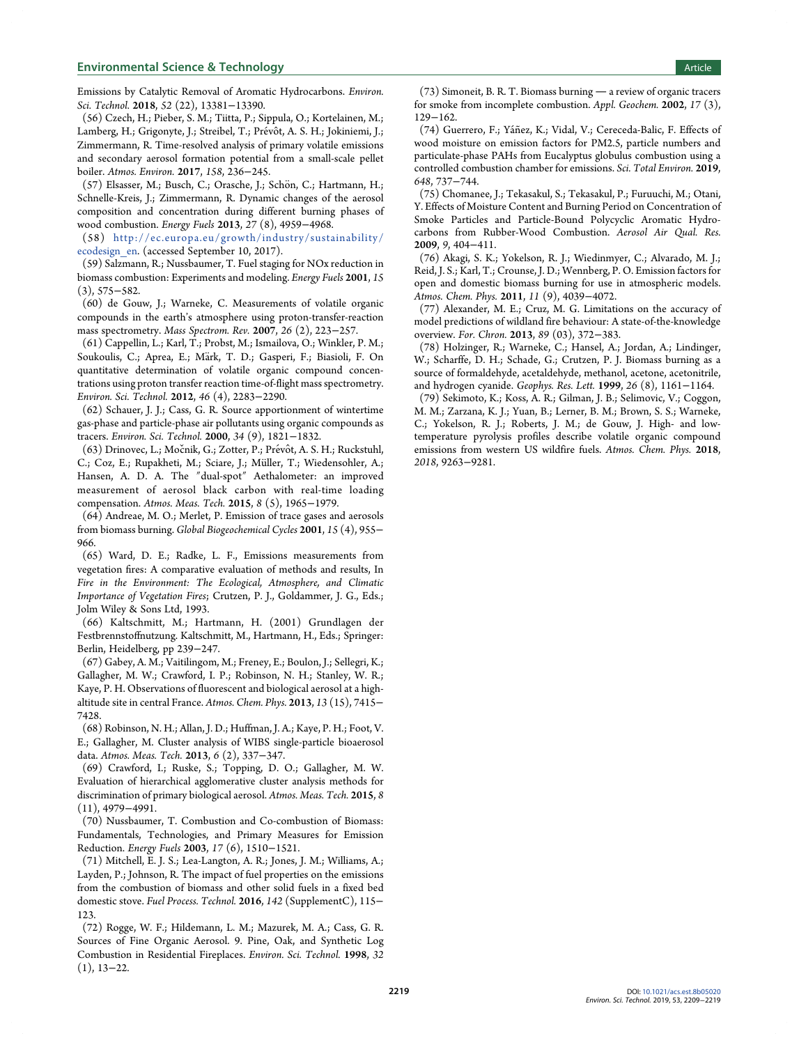Emissions by Catalytic Removal of Aromatic Hydrocarbons. *Environ. Sci. Technol.* **2018**, *52* (22), 13381−13390.

(56) Czech, H.; Pieber, S. M.; Tiitta, P.; Sippula, O.; Kortelainen, M.; Lamberg, H.; Grigonyte, J.; Streibel, T.; Prévôt, A. S. H.; Jokiniemi, J.; Zimmermann, R. Time-resolved analysis of primary volatile emissions and secondary aerosol formation potential from a small-scale pellet boiler. *Atmos. Environ.* **2017**, *158*, 236−245.

(57) Elsasser, M.; Busch, C.; Orasche, J.; Schön, C.; Hartmann, H.; Schnelle-Kreis, J.; Zimmermann, R. Dynamic changes of the aerosol composition and concentration during different burning phases of wood combustion. *Energy Fuels* **2013**, *27* (8), 4959−4968.

(58) http://ec.europa.eu/growth/industry/sustainability/ecodesign_en. (accessed September 10, 2017).

(59) Salzmann, R.; Nussbaumer, T. Fuel staging for NOx reduction in biomass combustion: Experiments and modeling. *Energy Fuels* **2001**, *15* (3), 575−582.

(60) de Gouw, J.; Warneke, C. Measurements of volatile organic compounds in the earth's atmosphere using proton-transfer-reaction mass spectrometry. *Mass Spectrom. Rev.* **2007**, *26* (2), 223−257.

(61) Cappellin, L.; Karl, T.; Probst, M.; Ismailova, O.; Winkler, P. M.; Soukoulis, C.; Aprea, E.; Märk, T. D.; Gasperi, F.; Biasioli, F. On quantitative determination of volatile organic compound concentrations using proton transfer reaction time-of-flight mass spectrometry. *Environ. Sci. Technol.* **2012**, *46* (4), 2283−2290.

(62) Schauer, J. J.; Cass, G. R. Source apportionment of wintertime gas-phase and particle-phase air pollutants using organic compounds as tracers. *Environ. Sci. Technol.* **2000**, *34* (9), 1821−1832.

(63) Drinovec, L.; Močnik, G.; Zotter, P.; Prévôt, A. S. H.; Ruckstuhl, C.; Coz, E.; Rupakheti, M.; Sciare, J.; Müller, T.; Wiedensohler, A.; Hansen, A. D. A. The "dual-spot" Aethalometer: an improved measurement of aerosol black carbon with real-time loading compensation. *Atmos. Meas. Tech.* **2015**, *8* (5), 1965−1979.

(64) Andreae, M. O.; Merlet, P. Emission of trace gases and aerosols from biomass burning. *Global Biogeochemical Cycles* **2001**, *15* (4), 955−966.

(65) Ward, D. E.; Radke, L. F., Emissions measurements from vegetation fires: A comparative evaluation of methods and results, In *Fire in the Environment: The Ecological, Atmosphere, and Climatic Importance of Vegetation Fires*; Crutzen, P. J., Goldammer, J. G., Eds.; Jolm Wiley & Sons Ltd, 1993.

(66) Kaltschmitt, M.; Hartmann, H. (2001) Grundlagen der Festbrennstoffnutzung. Kaltschmitt, M., Hartmann, H., Eds.; Springer: Berlin, Heidelberg, pp 239−247.

(67) Gabey, A. M.; Vaitilingom, M.; Freney, E.; Boulon, J.; Sellegri, K.; Gallagher, M. W.; Crawford, I. P.; Robinson, N. H.; Stanley, W. R.; Kaye, P. H. Observations of fluorescent and biological aerosol at a high-altitude site in central France. *Atmos. Chem. Phys.* **2013**, *13* (15), 7415−7428.

(68) Robinson, N. H.; Allan, J. D.; Huffman, J. A.; Kaye, P. H.; Foot, V. E.; Gallagher, M. Cluster analysis of WIBS single-particle bioaerosol data. *Atmos. Meas. Tech.* **2013**, *6* (2), 337−347.

(69) Crawford, I.; Ruske, S.; Topping, D. O.; Gallagher, M. W. Evaluation of hierarchical agglomerative cluster analysis methods for discrimination of primary biological aerosol. *Atmos. Meas. Tech.* **2015**, *8* (11), 4979−4991.

(70) Nussbaumer, T. Combustion and Co-combustion of Biomass: Fundamentals, Technologies, and Primary Measures for Emission Reduction. *Energy Fuels* **2003**, *17* (6), 1510−1521.

(71) Mitchell, E. J. S.; Lea-Langton, A. R.; Jones, J. M.; Williams, A.; Layden, P.; Johnson, R. The impact of fuel properties on the emissions from the combustion of biomass and other solid fuels in a fixed bed domestic stove. *Fuel Process. Technol.* **2016**, *142* (SupplementC), 115−123.

(72) Rogge, W. F.; Hildemann, L. M.; Mazurek, M. A.; Cass, G. R. Sources of Fine Organic Aerosol. 9. Pine, Oak, and Synthetic Log Combustion in Residential Fireplaces. *Environ. Sci. Technol.* **1998**, *32* (1), 13−22.

(73) Simoneit, B. R. T. Biomass burning — a review of organic tracers for smoke from incomplete combustion. *Appl. Geochem.* **2002**, *17* (3), 129−162.

(74) Guerrero, F.; Yáñez, K.; Vidal, V.; Cereceda-Balic, F. Effects of wood moisture on emission factors for PM2.5, particle numbers and particulate-phase PAHs from Eucalyptus globulus combustion using a controlled combustion chamber for emissions. *Sci. Total Environ.* **2019**, *648*, 737−744.

(75) Chomanee, J.; Tekasakul, S.; Tekasakul, P.; Furuuchi, M.; Otani, Y. Effects of Moisture Content and Burning Period on Concentration of Smoke Particles and Particle-Bound Polycyclic Aromatic Hydrocarbons from Rubber-Wood Combustion. *Aerosol Air Qual. Res.* **2009**, *9*, 404−411.

(76) Akagi, S. K.; Yokelson, R. J.; Wiedinmyer, C.; Alvarado, M. J.; Reid, J. S.; Karl, T.; Crounse, J. D.; Wennberg, P. O. Emission factors for open and domestic biomass burning for use in atmospheric models. *Atmos. Chem. Phys.* **2011**, *11* (9), 4039−4072.

(77) Alexander, M. E.; Cruz, M. G. Limitations on the accuracy of model predictions of wildland fire behaviour: A state-of-the-knowledge overview. *For. Chron.* **2013**, *89* (03), 372−383.

(78) Holzinger, R.; Warneke, C.; Hansel, A.; Jordan, A.; Lindinger, W.; Scharffe, D. H.; Schade, G.; Crutzen, P. J. Biomass burning as a source of formaldehyde, acetaldehyde, methanol, acetone, acetonitrile, and hydrogen cyanide. *Geophys. Res. Lett.* **1999**, *26* (8), 1161−1164.

(79) Sekimoto, K.; Koss, A. R.; Gilman, J. B.; Selimovic, V.; Coggon, M. M.; Zarzana, K. J.; Yuan, B.; Lerner, B. M.; Brown, S. S.; Warneke, C.; Yokelson, R. J.; Roberts, J. M.; de Gouw, J. High- and low-temperature pyrolysis profiles describe volatile organic compound emissions from western US wildfire fuels. *Atmos. Chem. Phys.* **2018**, *2018*, 9263−9281.